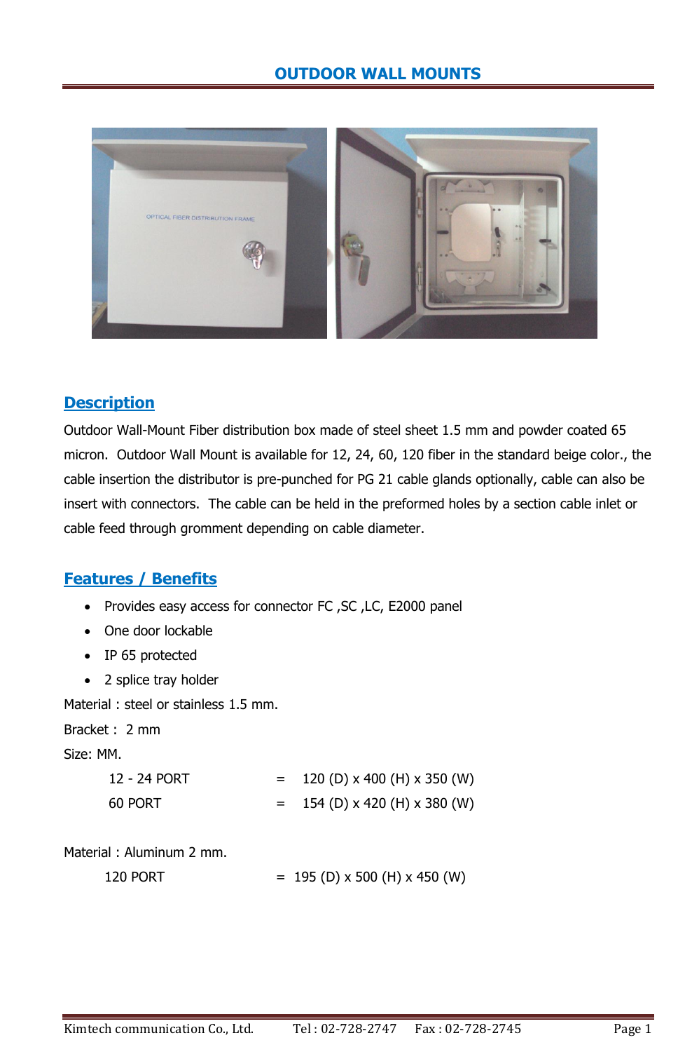# OUTDOOR WALL MOUNTS

## Description

Outdoor Wall-Mount Fiber distribution box made of steel sheet 1.5 mm and powder coated 65 micron. Outdoor Wall Mount is available for 12, 24, 60, 120 fiber in the standard beige color., the cable insertion the distributor is pre-punched for PG 21 cable glands optionally, cable can also be insert with connectors. The cable can be held in the preformed holes by a section cable inlet or cable feed through gromment depending on cable diameter.

## Features / Benefits

- Provides easy access for connector FC ,SC ,LC, E2000 panel
- One door lockable
- IP 65 protected
- 2 splice tray holder

Material : steel or stainless 1.5 mm.

Bracket : 2 mm

Size: MM.

| | | |
|---|---|---|
| 12 - 24 PORT | = | 120 (D) x 400 (H) x 350 (W) |
| 60 PORT | = | 154 (D) x 420 (H) x 380 (W) |

Material : Aluminum 2 mm.

| | | |
|---|---|---|
| 120 PORT | = | 195 (D) x 500 (H) x 450 (W) |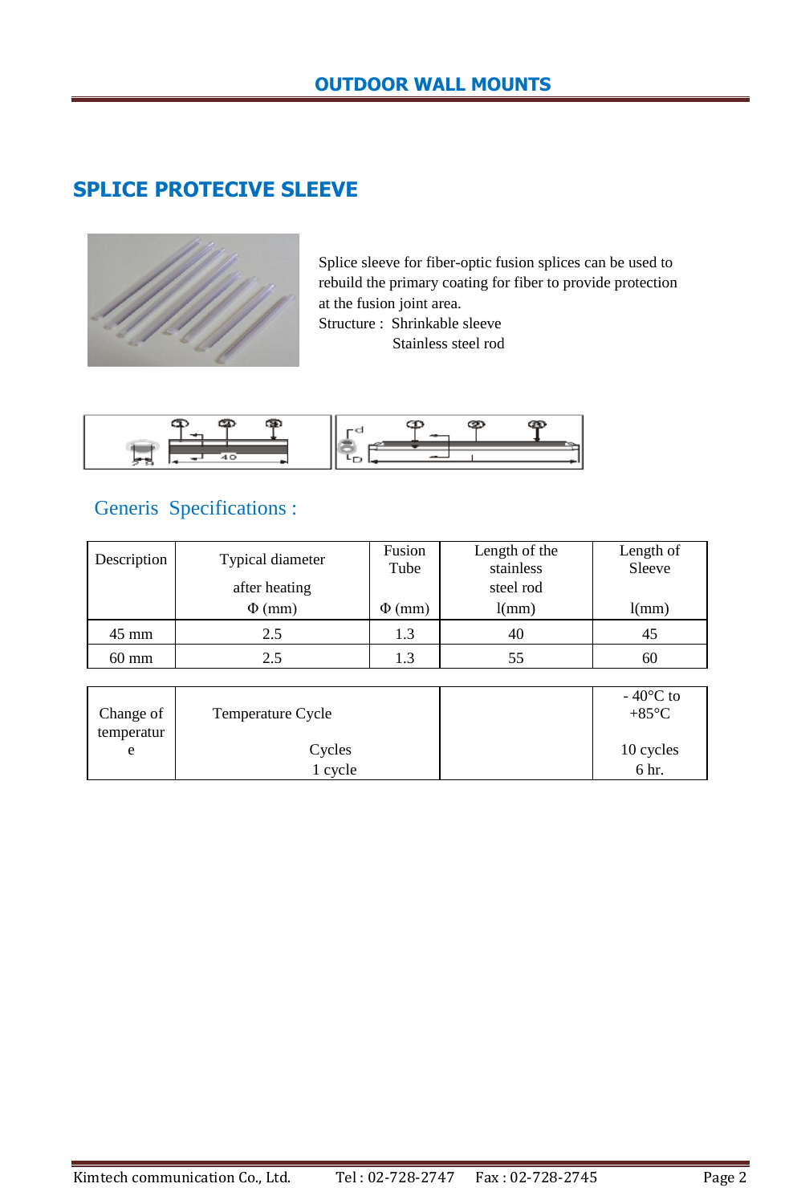# SPLICE PROTECIVE SLEEVE

Splice sleeve for fiber-optic fusion splices can be used to rebuild the primary coating for fiber to provide protection at the fusion joint area.

Structure : Shrinkable sleeve
Stainless steel rod

## Generis Specifications :

| Description | Typical diameter after heating Φ (mm) | Fusion Tube Φ (mm) | Length of the stainless steel rod l(mm) | Length of Sleeve l(mm) |
|---|---|---|---|---|
| 45 mm | 2.5 | 1.3 | 40 | 45 |
| 60 mm | 2.5 | 1.3 | 55 | 60 |

| | | | |
|---|---|---|---|
| Change of temperature | Temperature Cycle<br>Cycles<br>1 cycle | | - 40°C to +85°C<br>10 cycles<br>6 hr. |